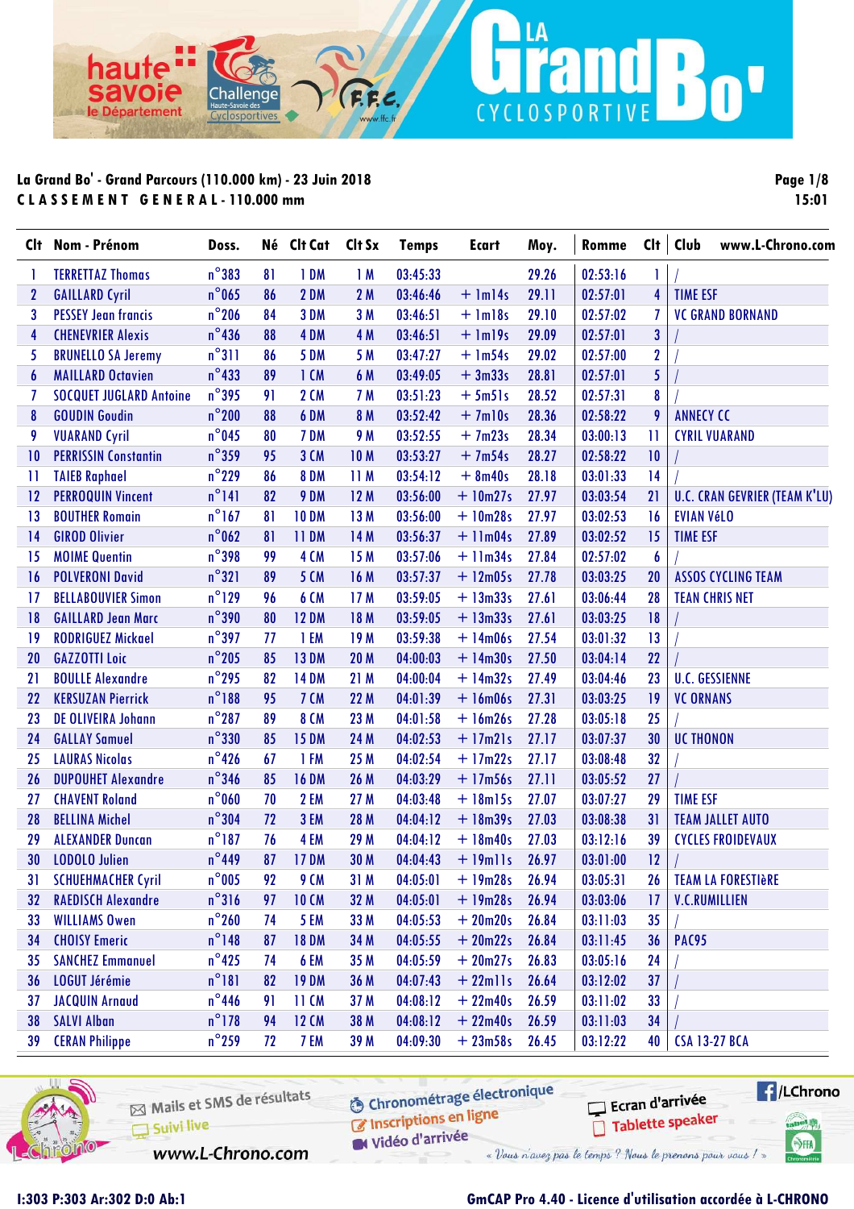**La Grand Bo' - Grand Parcours (110.000 km) - 23 Juin 2018**

**C L A S S E M E N T   G E N E R A L - 110.000 mm**

Page 1/8
15:01

| Clt | Nom - Prénom | Doss. | Né | Clt Cat | Clt Sx | Temps | Ecart | Moy. | Romme | Clt | Club www.L-Chrono.com |
|---|---|---|---|---|---|---|---|---|---|---|---|
| 1 | TERRETTAZ Thomas | n°383 | 81 | 1 DM | 1 M | 03:45:33 | | 29.26 | 02:53:16 | 1 | / |
| 2 | GAILLARD Cyril | n°065 | 86 | 2 DM | 2 M | 03:46:46 | + 1m14s | 29.11 | 02:57:01 | 4 | TIME ESF |
| 3 | PESSEY Jean francis | n°206 | 84 | 3 DM | 3 M | 03:46:51 | + 1m18s | 29.10 | 02:57:02 | 7 | VC GRAND BORNAND |
| 4 | CHENEVRIER Alexis | n°436 | 88 | 4 DM | 4 M | 03:46:51 | + 1m19s | 29.09 | 02:57:01 | 3 | / |
| 5 | BRUNELLO SA Jeremy | n°311 | 86 | 5 DM | 5 M | 03:47:27 | + 1m54s | 29.02 | 02:57:00 | 2 | / |
| 6 | MAILLARD Octavien | n°433 | 89 | 1 CM | 6 M | 03:49:05 | + 3m33s | 28.81 | 02:57:01 | 5 | / |
| 7 | SOCQUET JUGLARD Antoine | n°395 | 91 | 2 CM | 7 M | 03:51:23 | + 5m51s | 28.52 | 02:57:31 | 8 | / |
| 8 | GOUDIN Goudin | n°200 | 88 | 6 DM | 8 M | 03:52:42 | + 7m10s | 28.36 | 02:58:22 | 9 | ANNECY CC |
| 9 | VUARAND Cyril | n°045 | 80 | 7 DM | 9 M | 03:52:55 | + 7m23s | 28.34 | 03:00:13 | 11 | CYRIL VUARAND |
| 10 | PERRISSIN Constantin | n°359 | 95 | 3 CM | 10 M | 03:53:27 | + 7m54s | 28.27 | 02:58:22 | 10 | / |
| 11 | TAIEB Raphael | n°229 | 86 | 8 DM | 11 M | 03:54:12 | + 8m40s | 28.18 | 03:01:33 | 14 | / |
| 12 | PERROQUIN Vincent | n°141 | 82 | 9 DM | 12 M | 03:56:00 | + 10m27s | 27.97 | 03:03:54 | 21 | U.C. CRAN GEVRIER (TEAM K'LU) |
| 13 | BOUTHER Romain | n°167 | 81 | 10 DM | 13 M | 03:56:00 | + 10m28s | 27.97 | 03:02:53 | 16 | EVIAN VéLO |
| 14 | GIROD Olivier | n°062 | 81 | 11 DM | 14 M | 03:56:37 | + 11m04s | 27.89 | 03:02:52 | 15 | TIME ESF |
| 15 | MOIME Quentin | n°398 | 99 | 4 CM | 15 M | 03:57:06 | + 11m34s | 27.84 | 02:57:02 | 6 | / |
| 16 | POLVERONI David | n°321 | 89 | 5 CM | 16 M | 03:57:37 | + 12m05s | 27.78 | 03:03:25 | 20 | ASSOS CYCLING TEAM |
| 17 | BELLABOUVIER Simon | n°129 | 96 | 6 CM | 17 M | 03:59:05 | + 13m33s | 27.61 | 03:06:44 | 28 | TEAN CHRIS NET |
| 18 | GAILLARD Jean Marc | n°390 | 80 | 12 DM | 18 M | 03:59:05 | + 13m33s | 27.61 | 03:03:25 | 18 | / |
| 19 | RODRIGUEZ Mickael | n°397 | 77 | 1 EM | 19 M | 03:59:38 | + 14m06s | 27.54 | 03:01:32 | 13 | / |
| 20 | GAZZOTTI Loic | n°205 | 85 | 13 DM | 20 M | 04:00:03 | + 14m30s | 27.50 | 03:04:14 | 22 | / |
| 21 | BOULLE Alexandre | n°295 | 82 | 14 DM | 21 M | 04:00:04 | + 14m32s | 27.49 | 03:04:46 | 23 | U.C. GESSIENNE |
| 22 | KERSUZAN Pierrick | n°188 | 95 | 7 CM | 22 M | 04:01:39 | + 16m06s | 27.31 | 03:03:25 | 19 | VC ORNANS |
| 23 | DE OLIVEIRA Johann | n°287 | 89 | 8 CM | 23 M | 04:01:58 | + 16m26s | 27.28 | 03:05:18 | 25 | / |
| 24 | GALLAY Samuel | n°330 | 85 | 15 DM | 24 M | 04:02:53 | + 17m21s | 27.17 | 03:07:37 | 30 | UC THONON |
| 25 | LAURAS Nicolas | n°426 | 67 | 1 FM | 25 M | 04:02:54 | + 17m22s | 27.17 | 03:08:48 | 32 | / |
| 26 | DUPOUHET Alexandre | n°346 | 85 | 16 DM | 26 M | 04:03:29 | + 17m56s | 27.11 | 03:05:52 | 27 | / |
| 27 | CHAVENT Roland | n°060 | 70 | 2 EM | 27 M | 04:03:48 | + 18m15s | 27.07 | 03:07:27 | 29 | TIME ESF |
| 28 | BELLINA Michel | n°304 | 72 | 3 EM | 28 M | 04:04:12 | + 18m39s | 27.03 | 03:08:38 | 31 | TEAM JALLET AUTO |
| 29 | ALEXANDER Duncan | n°187 | 76 | 4 EM | 29 M | 04:04:12 | + 18m40s | 27.03 | 03:12:16 | 39 | CYCLES FROIDEVAUX |
| 30 | LODOLO Julien | n°449 | 87 | 17 DM | 30 M | 04:04:43 | + 19m11s | 26.97 | 03:01:00 | 12 | / |
| 31 | SCHUEHMACHER Cyril | n°005 | 92 | 9 CM | 31 M | 04:05:01 | + 19m28s | 26.94 | 03:05:31 | 26 | TEAM LA FORESTIèRE |
| 32 | RAEDISCH Alexandre | n°316 | 97 | 10 CM | 32 M | 04:05:01 | + 19m28s | 26.94 | 03:03:06 | 17 | V.C.RUMILLIEN |
| 33 | WILLIAMS Owen | n°260 | 74 | 5 EM | 33 M | 04:05:53 | + 20m20s | 26.84 | 03:11:03 | 35 | / |
| 34 | CHOISY Emeric | n°148 | 87 | 18 DM | 34 M | 04:05:55 | + 20m22s | 26.84 | 03:11:45 | 36 | PAC95 |
| 35 | SANCHEZ Emmanuel | n°425 | 74 | 6 EM | 35 M | 04:05:59 | + 20m27s | 26.83 | 03:05:16 | 24 | / |
| 36 | LOGUT Jérémie | n°181 | 82 | 19 DM | 36 M | 04:07:43 | + 22m11s | 26.64 | 03:12:02 | 37 | / |
| 37 | JACQUIN Arnaud | n°446 | 91 | 11 CM | 37 M | 04:08:12 | + 22m40s | 26.59 | 03:11:02 | 33 | / |
| 38 | SALVI Alban | n°178 | 94 | 12 CM | 38 M | 04:08:12 | + 22m40s | 26.59 | 03:11:03 | 34 | / |
| 39 | CERAN Philippe | n°259 | 72 | 7 EM | 39 M | 04:09:30 | + 23m58s | 26.45 | 03:12:22 | 40 | CSA 13-27 BCA |

Mails et SMS de résultats
Suivi live
www.L-Chrono.com
Chronométrage électronique
Inscriptions en ligne
Vidéo d'arrivée
Ecran d'arrivée
Tablette speaker
/LChrono
« Vous n'avez pas le temps ? Nous le prenons pour vous ! »

I:303 P:303 Ar:302 D:0 Ab:1

GmCAP Pro 4.40 - Licence d'utilisation accordée à L-CHRONO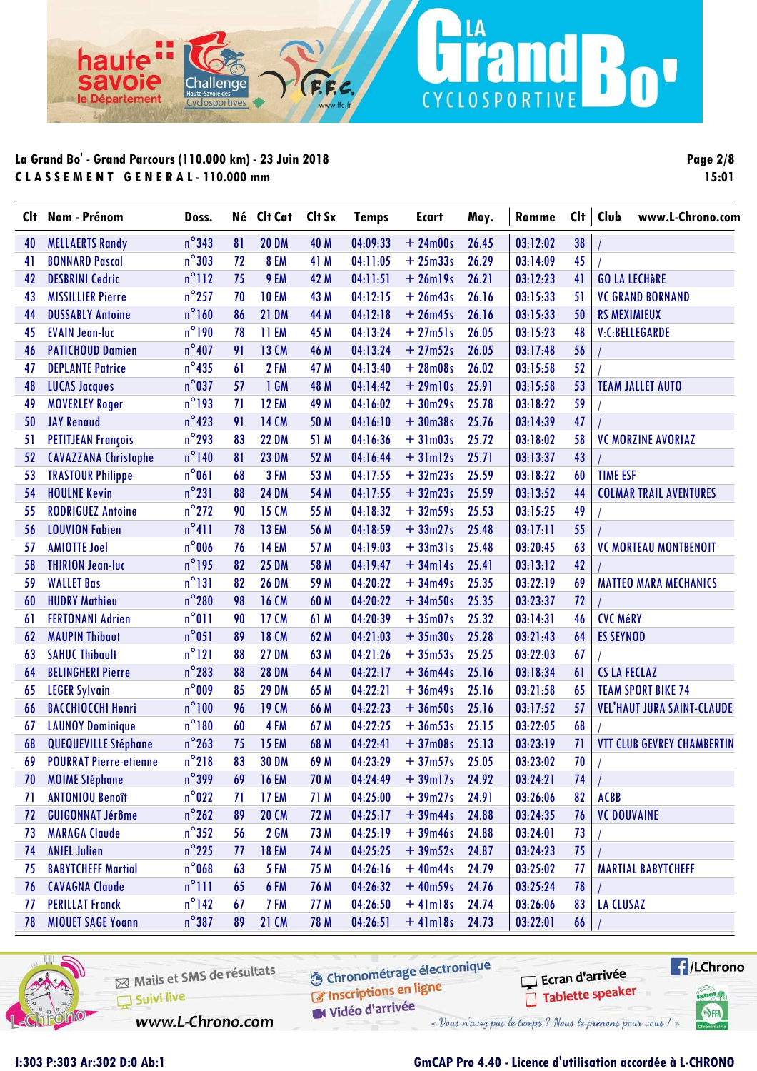**La Grand Bo' - Grand Parcours (110.000 km) - 23 Juin 2018**

**CLASSEMENT GENERAL - 110.000 mm**

| Clt | Nom - Prénom | Doss. | Né | Clt Cat | Clt Sx | Temps | Ecart | Moy. | Romme | Clt | Club |
|---|---|---|---|---|---|---|---|---|---|---|---|
| 40 | MELLAERTS Randy | n°343 | 81 | 20 DM | 40 M | 04:09:33 | + 24m00s | 26.45 | 03:12:02 | 38 | / |
| 41 | BONNARD Pascal | n°303 | 72 | 8 EM | 41 M | 04:11:05 | + 25m33s | 26.29 | 03:14:09 | 45 | / |
| 42 | DESBRINI Cedric | n°112 | 75 | 9 EM | 42 M | 04:11:51 | + 26m19s | 26.21 | 03:12:23 | 41 | GO LA LECHèRE |
| 43 | MISSILLIER Pierre | n°257 | 70 | 10 EM | 43 M | 04:12:15 | + 26m43s | 26.16 | 03:15:33 | 51 | VC GRAND BORNAND |
| 44 | DUSSABLY Antoine | n°160 | 86 | 21 DM | 44 M | 04:12:18 | + 26m45s | 26.16 | 03:15:33 | 50 | RS MEXIMIEUX |
| 45 | EVAIN Jean-luc | n°190 | 78 | 11 EM | 45 M | 04:13:24 | + 27m51s | 26.05 | 03:15:23 | 48 | V:C:BELLEGARDE |
| 46 | PATICHOUD Damien | n°407 | 91 | 13 CM | 46 M | 04:13:24 | + 27m52s | 26.05 | 03:17:48 | 56 | / |
| 47 | DEPLANTE Patrice | n°435 | 61 | 2 FM | 47 M | 04:13:40 | + 28m08s | 26.02 | 03:15:58 | 52 | / |
| 48 | LUCAS Jacques | n°037 | 57 | 1 GM | 48 M | 04:14:42 | + 29m10s | 25.91 | 03:15:58 | 53 | TEAM JALLET AUTO |
| 49 | MOVERLEY Roger | n°193 | 71 | 12 EM | 49 M | 04:16:02 | + 30m29s | 25.78 | 03:18:22 | 59 | / |
| 50 | JAY Renaud | n°423 | 91 | 14 CM | 50 M | 04:16:10 | + 30m38s | 25.76 | 03:14:39 | 47 | / |
| 51 | PETITJEAN François | n°293 | 83 | 22 DM | 51 M | 04:16:36 | + 31m03s | 25.72 | 03:18:02 | 58 | VC MORZINE AVORIAZ |
| 52 | CAVAZZANA Christophe | n°140 | 81 | 23 DM | 52 M | 04:16:44 | + 31m12s | 25.71 | 03:13:37 | 43 | / |
| 53 | TRASTOUR Philippe | n°061 | 68 | 3 FM | 53 M | 04:17:55 | + 32m23s | 25.59 | 03:18:22 | 60 | TIME ESF |
| 54 | HOULNE Kevin | n°231 | 88 | 24 DM | 54 M | 04:17:55 | + 32m23s | 25.59 | 03:13:52 | 44 | COLMAR TRAIL AVENTURES |
| 55 | RODRIGUEZ Antoine | n°272 | 90 | 15 CM | 55 M | 04:18:32 | + 32m59s | 25.53 | 03:15:25 | 49 | / |
| 56 | LOUVION Fabien | n°411 | 78 | 13 EM | 56 M | 04:18:59 | + 33m27s | 25.48 | 03:17:11 | 55 | / |
| 57 | AMIOTTE Joel | n°006 | 76 | 14 EM | 57 M | 04:19:03 | + 33m31s | 25.48 | 03:20:45 | 63 | VC MORTEAU MONTBENOIT |
| 58 | THIRION Jean-luc | n°195 | 82 | 25 DM | 58 M | 04:19:47 | + 34m14s | 25.41 | 03:13:12 | 42 | / |
| 59 | WALLET Bas | n°131 | 82 | 26 DM | 59 M | 04:20:22 | + 34m49s | 25.35 | 03:22:19 | 69 | MATTEO MARA MECHANICS |
| 60 | HUDRY Mathieu | n°280 | 98 | 16 CM | 60 M | 04:20:22 | + 34m50s | 25.35 | 03:23:37 | 72 | / |
| 61 | FERTONANI Adrien | n°011 | 90 | 17 CM | 61 M | 04:20:39 | + 35m07s | 25.32 | 03:14:31 | 46 | CVC MéRY |
| 62 | MAUPIN Thibaut | n°051 | 89 | 18 CM | 62 M | 04:21:03 | + 35m30s | 25.28 | 03:21:43 | 64 | ES SEYNOD |
| 63 | SAHUC Thibault | n°121 | 88 | 27 DM | 63 M | 04:21:26 | + 35m53s | 25.25 | 03:22:03 | 67 | / |
| 64 | BELINGHERI Pierre | n°283 | 88 | 28 DM | 64 M | 04:22:17 | + 36m44s | 25.16 | 03:18:34 | 61 | CS LA FECLAZ |
| 65 | LEGER Sylvain | n°009 | 85 | 29 DM | 65 M | 04:22:21 | + 36m49s | 25.16 | 03:21:58 | 65 | TEAM SPORT BIKE 74 |
| 66 | BACCHIOCCHI Henri | n°100 | 96 | 19 CM | 66 M | 04:22:23 | + 36m50s | 25.16 | 03:17:52 | 57 | VEL'HAUT JURA SAINT-CLAUDE |
| 67 | LAUNOY Dominique | n°180 | 60 | 4 FM | 67 M | 04:22:25 | + 36m53s | 25.15 | 03:22:05 | 68 | / |
| 68 | QUEQUEVILLE Stéphane | n°263 | 75 | 15 EM | 68 M | 04:22:41 | + 37m08s | 25.13 | 03:23:19 | 71 | VTT CLUB GEVREY CHAMBERTIN |
| 69 | POURRAT Pierre-etienne | n°218 | 83 | 30 DM | 69 M | 04:23:29 | + 37m57s | 25.05 | 03:23:02 | 70 | / |
| 70 | MOIME Stéphane | n°399 | 69 | 16 EM | 70 M | 04:24:49 | + 39m17s | 24.92 | 03:24:21 | 74 | / |
| 71 | ANTONIOU Benoît | n°022 | 71 | 17 EM | 71 M | 04:25:00 | + 39m27s | 24.91 | 03:26:06 | 82 | ACBB |
| 72 | GUIGONNAT Jérôme | n°262 | 89 | 20 CM | 72 M | 04:25:17 | + 39m44s | 24.88 | 03:24:35 | 76 | VC DOUVAINE |
| 73 | MARAGA Claude | n°352 | 56 | 2 GM | 73 M | 04:25:19 | + 39m46s | 24.88 | 03:24:01 | 73 | / |
| 74 | ANIEL Julien | n°225 | 77 | 18 EM | 74 M | 04:25:25 | + 39m52s | 24.87 | 03:24:23 | 75 | / |
| 75 | BABYTCHEFF Martial | n°068 | 63 | 5 FM | 75 M | 04:26:16 | + 40m44s | 24.79 | 03:25:02 | 77 | MARTIAL BABYTCHEFF |
| 76 | CAVAGNA Claude | n°111 | 65 | 6 FM | 76 M | 04:26:32 | + 40m59s | 24.76 | 03:25:24 | 78 | / |
| 77 | PERILLAT Franck | n°142 | 67 | 7 FM | 77 M | 04:26:50 | + 41m18s | 24.74 | 03:26:06 | 83 | LA CLUSAZ |
| 78 | MIQUET SAGE Yoann | n°387 | 89 | 21 CM | 78 M | 04:26:51 | + 41m18s | 24.73 | 03:22:01 | 66 | / |

I:303 P:303 Ar:302 D:0 Ab:1

GmCAP Pro 4.40 - Licence d'utilisation accordée à L-CHRONO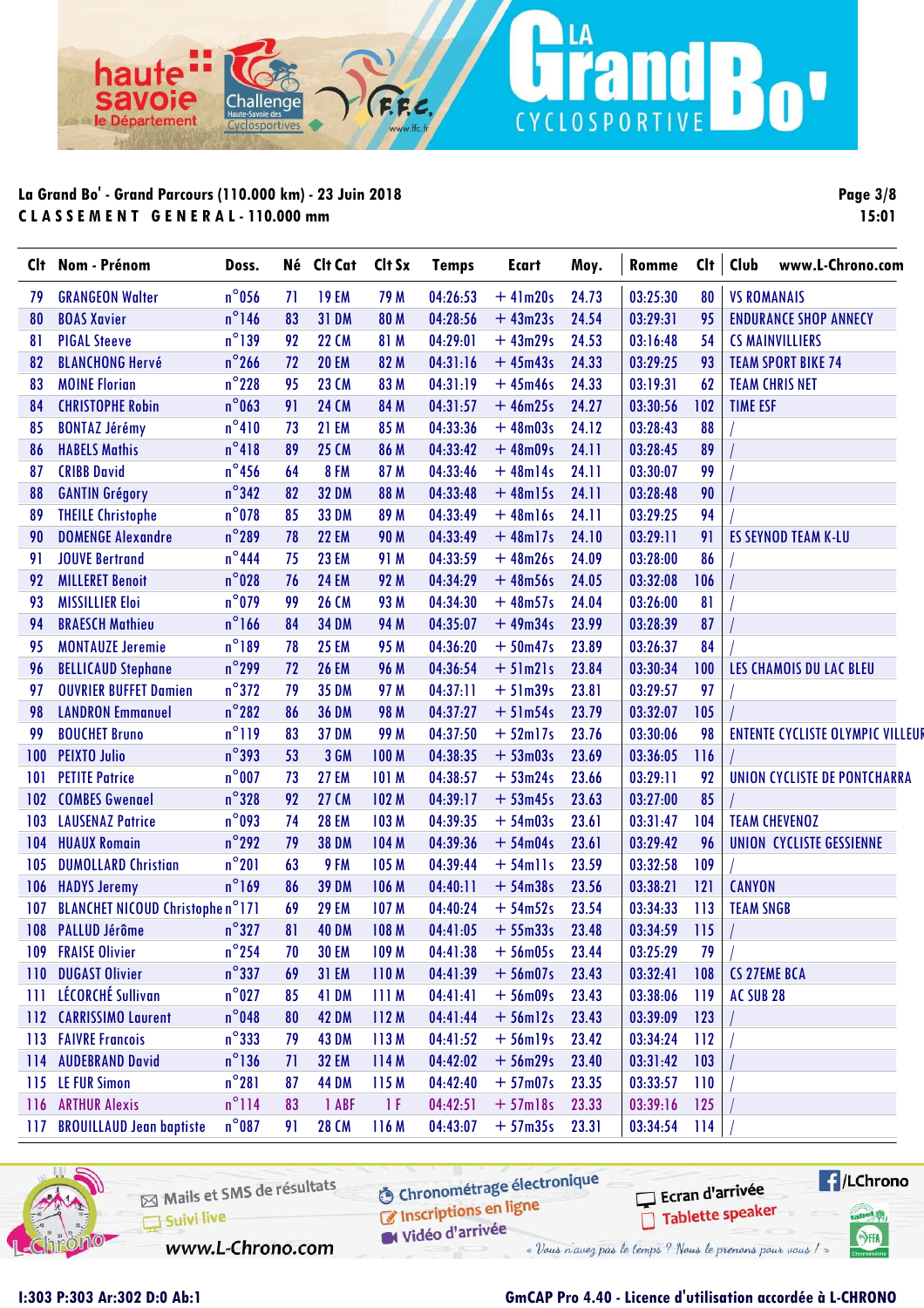La Grand Bo' - Grand Parcours (110.000 km) - 23 Juin 2018

**CLASSEMENT GENERAL - 110.000 mm**

Page 3/8
15:01

| Clt | Nom - Prénom | Doss. | Né | Clt Cat | Clt Sx | Temps | Ecart | Moy. | Romme | Clt | Club www.L-Chrono.com |
|---|---|---|---|---|---|---|---|---|---|---|---|
| 79 | GRANGEON Walter | n°056 | 71 | 19 EM | 79 M | 04:26:53 | + 41m20s | 24.73 | 03:25:30 | 80 | VS ROMANAIS |
| 80 | BOAS Xavier | n°146 | 83 | 31 DM | 80 M | 04:28:56 | + 43m23s | 24.54 | 03:29:31 | 95 | ENDURANCE SHOP ANNECY |
| 81 | PIGAL Steeve | n°139 | 92 | 22 CM | 81 M | 04:29:01 | + 43m29s | 24.53 | 03:16:48 | 54 | CS MAINVILLIERS |
| 82 | BLANCHONG Hervé | n°266 | 72 | 20 EM | 82 M | 04:31:16 | + 45m43s | 24.33 | 03:29:25 | 93 | TEAM SPORT BIKE 74 |
| 83 | MOINE Florian | n°228 | 95 | 23 CM | 83 M | 04:31:19 | + 45m46s | 24.33 | 03:19:31 | 62 | TEAM CHRIS NET |
| 84 | CHRISTOPHE Robin | n°063 | 91 | 24 CM | 84 M | 04:31:57 | + 46m25s | 24.27 | 03:30:56 | 102 | TIME ESF |
| 85 | BONTAZ Jérémy | n°410 | 73 | 21 EM | 85 M | 04:33:36 | + 48m03s | 24.12 | 03:28:43 | 88 | / |
| 86 | HABELS Mathis | n°418 | 89 | 25 CM | 86 M | 04:33:42 | + 48m09s | 24.11 | 03:28:45 | 89 | / |
| 87 | CRIBB David | n°456 | 64 | 8 FM | 87 M | 04:33:46 | + 48m14s | 24.11 | 03:30:07 | 99 | / |
| 88 | GANTIN Grégory | n°342 | 82 | 32 DM | 88 M | 04:33:48 | + 48m15s | 24.11 | 03:28:48 | 90 | / |
| 89 | THEILE Christophe | n°078 | 85 | 33 DM | 89 M | 04:33:49 | + 48m16s | 24.11 | 03:29:25 | 94 | / |
| 90 | DOMENGE Alexandre | n°289 | 78 | 22 EM | 90 M | 04:33:49 | + 48m17s | 24.10 | 03:29:11 | 91 | ES SEYNOD TEAM K-LU |
| 91 | JOUVE Bertrand | n°444 | 75 | 23 EM | 91 M | 04:33:59 | + 48m26s | 24.09 | 03:28:00 | 86 | / |
| 92 | MILLERET Benoit | n°028 | 76 | 24 EM | 92 M | 04:34:29 | + 48m56s | 24.05 | 03:32:08 | 106 | / |
| 93 | MISSILLIER Eloi | n°079 | 99 | 26 CM | 93 M | 04:34:30 | + 48m57s | 24.04 | 03:26:00 | 81 | / |
| 94 | BRAESCH Mathieu | n°166 | 84 | 34 DM | 94 M | 04:35:07 | + 49m34s | 23.99 | 03:28:39 | 87 | / |
| 95 | MONTAUZE Jeremie | n°189 | 78 | 25 EM | 95 M | 04:36:20 | + 50m47s | 23.89 | 03:26:37 | 84 | / |
| 96 | BELLICAUD Stephane | n°299 | 72 | 26 EM | 96 M | 04:36:54 | + 51m21s | 23.84 | 03:30:34 | 100 | LES CHAMOIS DU LAC BLEU |
| 97 | OUVRIER BUFFET Damien | n°372 | 79 | 35 DM | 97 M | 04:37:11 | + 51m39s | 23.81 | 03:29:57 | 97 | / |
| 98 | LANDRON Emmanuel | n°282 | 86 | 36 DM | 98 M | 04:37:27 | + 51m54s | 23.79 | 03:32:07 | 105 | / |
| 99 | BOUCHET Bruno | n°119 | 83 | 37 DM | 99 M | 04:37:50 | + 52m17s | 23.76 | 03:30:06 | 98 | ENTENTE CYCLISTE OLYMPIC VILLEUR |
| 100 | PEIXTO Julio | n°393 | 53 | 3 GM | 100 M | 04:38:35 | + 53m03s | 23.69 | 03:36:05 | 116 | / |
| 101 | PETITE Patrice | n°007 | 73 | 27 EM | 101 M | 04:38:57 | + 53m24s | 23.66 | 03:29:11 | 92 | UNION CYCLISTE DE PONTCHARRA |
| 102 | COMBES Gwenael | n°328 | 92 | 27 CM | 102 M | 04:39:17 | + 53m45s | 23.63 | 03:27:00 | 85 | / |
| 103 | LAUSENAZ Patrice | n°093 | 74 | 28 EM | 103 M | 04:39:35 | + 54m03s | 23.61 | 03:31:47 | 104 | TEAM CHEVENOZ |
| 104 | HUAUX Romain | n°292 | 79 | 38 DM | 104 M | 04:39:36 | + 54m04s | 23.61 | 03:29:42 | 96 | UNION CYCLISTE GESSIENNE |
| 105 | DUMOLLARD Christian | n°201 | 63 | 9 FM | 105 M | 04:39:44 | + 54m11s | 23.59 | 03:32:58 | 109 | / |
| 106 | HADYS Jeremy | n°169 | 86 | 39 DM | 106 M | 04:40:11 | + 54m38s | 23.56 | 03:38:21 | 121 | CANYON |
| 107 | BLANCHET NICOUD Christophe | n°171 | 69 | 29 EM | 107 M | 04:40:24 | + 54m52s | 23.54 | 03:34:33 | 113 | TEAM SNGB |
| 108 | PALLUD Jérôme | n°327 | 81 | 40 DM | 108 M | 04:41:05 | + 55m33s | 23.48 | 03:34:59 | 115 | / |
| 109 | FRAISE Olivier | n°254 | 70 | 30 EM | 109 M | 04:41:38 | + 56m05s | 23.44 | 03:25:29 | 79 | / |
| 110 | DUGAST Olivier | n°337 | 69 | 31 EM | 110 M | 04:41:39 | + 56m07s | 23.43 | 03:32:41 | 108 | CS 27EME BCA |
| 111 | LÉCORCHÉ Sullivan | n°027 | 85 | 41 DM | 111 M | 04:41:41 | + 56m09s | 23.43 | 03:38:06 | 119 | AC SUB 28 |
| 112 | CARRISSIMO Laurent | n°048 | 80 | 42 DM | 112 M | 04:41:44 | + 56m12s | 23.43 | 03:39:09 | 123 | / |
| 113 | FAIVRE Francois | n°333 | 79 | 43 DM | 113 M | 04:41:52 | + 56m19s | 23.42 | 03:34:24 | 112 | / |
| 114 | AUDEBRAND David | n°136 | 71 | 32 EM | 114 M | 04:42:02 | + 56m29s | 23.40 | 03:31:42 | 103 | / |
| 115 | LE FUR Simon | n°281 | 87 | 44 DM | 115 M | 04:42:40 | + 57m07s | 23.35 | 03:33:57 | 110 | / |
| 116 | ARTHUR Alexis | n°114 | 83 | 1 ABF | 1 F | 04:42:51 | + 57m18s | 23.33 | 03:39:16 | 125 | / |
| 117 | BROUILLAUD Jean baptiste | n°087 | 91 | 28 CM | 116 M | 04:43:07 | + 57m35s | 23.31 | 03:34:54 | 114 | / |

I:303 P:303 Ar:302 D:0 Ab:1

GmCAP Pro 4.40 - Licence d'utilisation accordée à L-CHRONO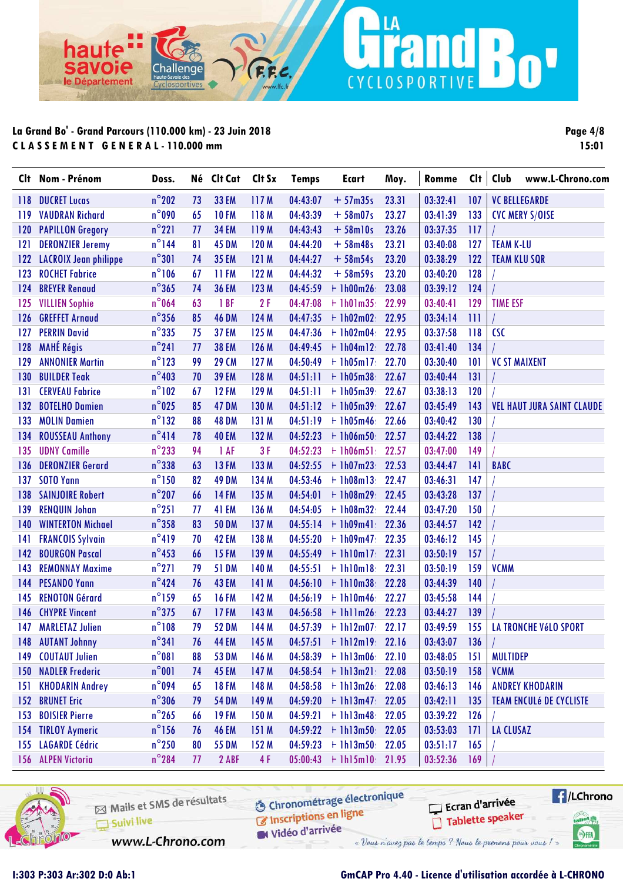**La Grand Bo' - Grand Parcours (110.000 km) - 23 Juin 2018**

**C L A S S E M E N T   G E N E R A L - 110.000 mm**

| Clt | Nom - Prénom | Doss. | Né | Clt Cat | Clt Sx | Temps | Ecart | Moy. | Romme | Clt | Club www.L-Chrono.com |
|---|---|---|---|---|---|---|---|---|---|---|---|
| 118 | DUCRET Lucas | n°202 | 73 | 33 EM | 117 M | 04:43:07 | + 57m35s | 23.31 | 03:32:41 | 107 | VC BELLEGARDE |
| 119 | VAUDRAN Richard | n°090 | 65 | 10 FM | 118 M | 04:43:39 | + 58m07s | 23.27 | 03:41:39 | 133 | CVC MERY S/OISE |
| 120 | PAPILLON Gregory | n°221 | 77 | 34 EM | 119 M | 04:43:43 | + 58m10s | 23.26 | 03:37:35 | 117 | / |
| 121 | DERONZIER Jeremy | n°144 | 81 | 45 DM | 120 M | 04:44:20 | + 58m48s | 23.21 | 03:40:08 | 127 | TEAM K-LU |
| 122 | LACROIX Jean philippe | n°301 | 74 | 35 EM | 121 M | 04:44:27 | + 58m54s | 23.20 | 03:38:29 | 122 | TEAM KLU SQR |
| 123 | ROCHET Fabrice | n°106 | 67 | 11 FM | 122 M | 04:44:32 | + 58m59s | 23.20 | 03:40:20 | 128 | / |
| 124 | BREYER Renaud | n°365 | 74 | 36 EM | 123 M | 04:45:59 | + 1h00m26 | 23.08 | 03:39:12 | 124 | / |
| 125 | VILLIEN Sophie | n°064 | 63 | 1 BF | 2 F | 04:47:08 | + 1h01m35 | 22.99 | 03:40:41 | 129 | TIME ESF |
| 126 | GREFFET Arnaud | n°356 | 85 | 46 DM | 124 M | 04:47:35 | + 1h02m02 | 22.95 | 03:34:14 | 111 | / |
| 127 | PERRIN David | n°335 | 75 | 37 EM | 125 M | 04:47:36 | + 1h02m04 | 22.95 | 03:37:58 | 118 | CSC |
| 128 | MAHÉ Régis | n°241 | 77 | 38 EM | 126 M | 04:49:45 | + 1h04m12 | 22.78 | 03:41:40 | 134 | / |
| 129 | ANNONIER Martin | n°123 | 99 | 29 CM | 127 M | 04:50:49 | + 1h05m17 | 22.70 | 03:30:40 | 101 | VC ST MAIXENT |
| 130 | BUILDER Teak | n°403 | 70 | 39 EM | 128 M | 04:51:11 | + 1h05m38 | 22.67 | 03:40:44 | 131 | / |
| 131 | CERVEAU Fabrice | n°102 | 67 | 12 FM | 129 M | 04:51:11 | + 1h05m39 | 22.67 | 03:38:13 | 120 | / |
| 132 | BOTELHO Damien | n°025 | 85 | 47 DM | 130 M | 04:51:12 | + 1h05m39 | 22.67 | 03:45:49 | 143 | VEL HAUT JURA SAINT CLAUDE |
| 133 | MOLIN Damien | n°132 | 88 | 48 DM | 131 M | 04:51:19 | + 1h05m46 | 22.66 | 03:40:42 | 130 | / |
| 134 | ROUSSEAU Anthony | n°414 | 78 | 40 EM | 132 M | 04:52:23 | + 1h06m50 | 22.57 | 03:44:22 | 138 | / |
| 135 | UDNY Camille | n°233 | 94 | 1 AF | 3 F | 04:52:23 | + 1h06m51 | 22.57 | 03:47:00 | 149 | / |
| 136 | DERONZIER Gerard | n°338 | 63 | 13 FM | 133 M | 04:52:55 | + 1h07m23 | 22.53 | 03:44:47 | 141 | BABC |
| 137 | SOTO Yann | n°150 | 82 | 49 DM | 134 M | 04:53:46 | + 1h08m13 | 22.47 | 03:46:31 | 147 | / |
| 138 | SAINJOIRE Robert | n°207 | 66 | 14 FM | 135 M | 04:54:01 | + 1h08m29 | 22.45 | 03:43:28 | 137 | / |
| 139 | RENQUIN Johan | n°251 | 77 | 41 EM | 136 M | 04:54:05 | + 1h08m32 | 22.44 | 03:47:20 | 150 | / |
| 140 | WINTERTON Michael | n°358 | 83 | 50 DM | 137 M | 04:55:14 | + 1h09m41 | 22.36 | 03:44:57 | 142 | / |
| 141 | FRANCOIS Sylvain | n°419 | 70 | 42 EM | 138 M | 04:55:20 | + 1h09m47 | 22.35 | 03:46:12 | 145 | / |
| 142 | BOURGON Pascal | n°453 | 66 | 15 FM | 139 M | 04:55:49 | + 1h10m17 | 22.31 | 03:50:19 | 157 | / |
| 143 | REMONNAY Maxime | n°271 | 79 | 51 DM | 140 M | 04:55:51 | + 1h10m18 | 22.31 | 03:50:19 | 159 | VCMM |
| 144 | PESANDO Yann | n°424 | 76 | 43 EM | 141 M | 04:56:10 | + 1h10m38 | 22.28 | 03:44:39 | 140 | / |
| 145 | RENOTON Gérard | n°159 | 65 | 16 FM | 142 M | 04:56:19 | + 1h10m46 | 22.27 | 03:45:58 | 144 | / |
| 146 | CHYPRE Vincent | n°375 | 67 | 17 FM | 143 M | 04:56:58 | + 1h11m26 | 22.23 | 03:44:27 | 139 | / |
| 147 | MARLETAZ Julien | n°108 | 79 | 52 DM | 144 M | 04:57:39 | + 1h12m07 | 22.17 | 03:49:59 | 155 | LA TRONCHE VéLO SPORT |
| 148 | AUTANT Johnny | n°341 | 76 | 44 EM | 145 M | 04:57:51 | + 1h12m19 | 22.16 | 03:43:07 | 136 | / |
| 149 | COUTAUT Julien | n°081 | 88 | 53 DM | 146 M | 04:58:39 | + 1h13m06 | 22.10 | 03:48:05 | 151 | MULTIDEP |
| 150 | NADLER Frederic | n°001 | 74 | 45 EM | 147 M | 04:58:54 | + 1h13m21 | 22.08 | 03:50:19 | 158 | VCMM |
| 151 | KHODARIN Andrey | n°094 | 65 | 18 FM | 148 M | 04:58:58 | + 1h13m26 | 22.08 | 03:46:13 | 146 | ANDREY KHODARIN |
| 152 | BRUNET Eric | n°306 | 79 | 54 DM | 149 M | 04:59:20 | + 1h13m47 | 22.05 | 03:42:11 | 135 | TEAM ENCULé DE CYCLISTE |
| 153 | BOISIER Pierre | n°265 | 66 | 19 FM | 150 M | 04:59:21 | + 1h13m48 | 22.05 | 03:39:22 | 126 | / |
| 154 | TIRLOY Aymeric | n°156 | 76 | 46 EM | 151 M | 04:59:22 | + 1h13m50 | 22.05 | 03:53:03 | 171 | LA CLUSAZ |
| 155 | LAGARDE Cédric | n°250 | 80 | 55 DM | 152 M | 04:59:23 | + 1h13m50 | 22.05 | 03:51:17 | 165 | / |
| 156 | ALPEN Victoria | n°284 | 77 | 2 ABF | 4 F | 05:00:43 | + 1h15m10 | 21.95 | 03:52:36 | 169 | / |

I:303 P:303 Ar:302 D:0 Ab:1

GmCAP Pro 4.40 - Licence d'utilisation accordée à L-CHRONO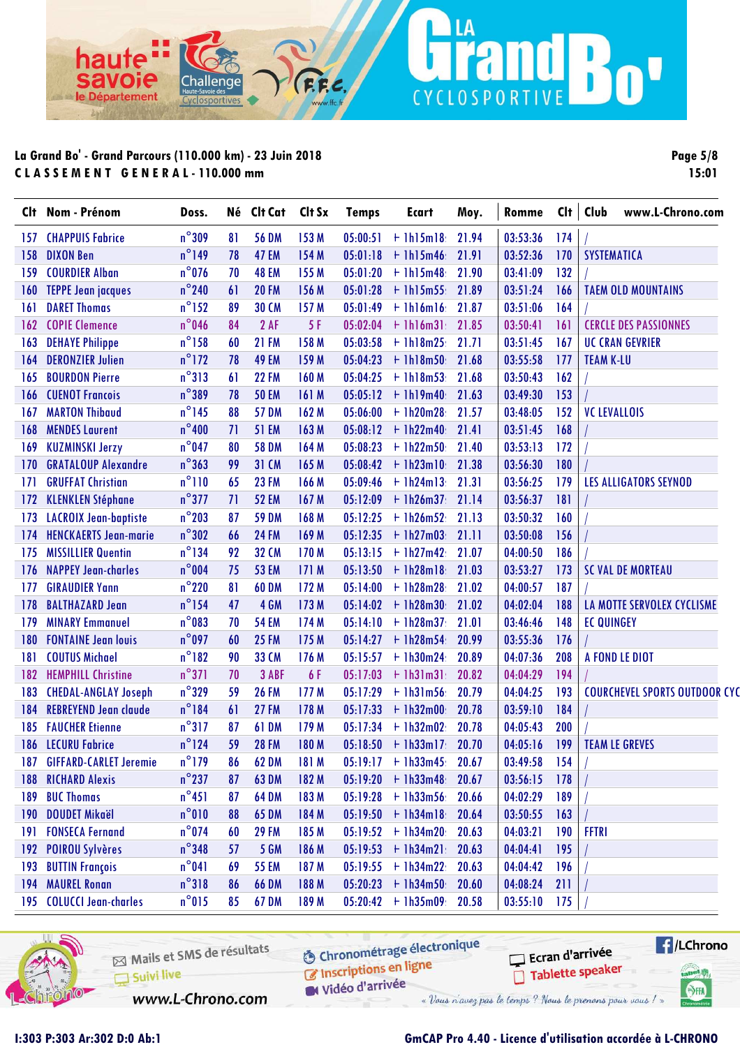La Grand Bo' - Grand Parcours (110.000 km) - 23 Juin 2018

**CLASSEMENT GENERAL - 110.000 mm**

| Clt | Nom - Prénom | Doss. | Né | Clt Cat | Clt Sx | Temps | Ecart | Moy. | Romme | Clt | Club www.L-Chrono.com |
|---|---|---|---|---|---|---|---|---|---|---|---|
| 157 | CHAPPUIS Fabrice | n°309 | 81 | 56 DM | 153 M | 05:00:51 | + 1h15m18 | 21.94 | 03:53:36 | 174 | / |
| 158 | DIXON Ben | n°149 | 78 | 47 EM | 154 M | 05:01:18 | + 1h15m46 | 21.91 | 03:52:36 | 170 | SYSTEMATICA |
| 159 | COURDIER Alban | n°076 | 70 | 48 EM | 155 M | 05:01:20 | + 1h15m48 | 21.90 | 03:41:09 | 132 | / |
| 160 | TEPPE Jean jacques | n°240 | 61 | 20 FM | 156 M | 05:01:28 | + 1h15m55 | 21.89 | 03:51:24 | 166 | TAEM OLD MOUNTAINS |
| 161 | DARET Thomas | n°152 | 89 | 30 CM | 157 M | 05:01:49 | + 1h16m16 | 21.87 | 03:51:06 | 164 | / |
| 162 | COPIE Clemence | n°046 | 84 | 2 AF | 5 F | 05:02:04 | + 1h16m31 | 21.85 | 03:50:41 | 161 | CERCLE DES PASSIONNES |
| 163 | DEHAYE Philippe | n°158 | 60 | 21 FM | 158 M | 05:03:58 | + 1h18m25 | 21.71 | 03:51:45 | 167 | UC CRAN GEVRIER |
| 164 | DERONZIER Julien | n°172 | 78 | 49 EM | 159 M | 05:04:23 | + 1h18m50 | 21.68 | 03:55:58 | 177 | TEAM K-LU |
| 165 | BOURDON Pierre | n°313 | 61 | 22 FM | 160 M | 05:04:25 | + 1h18m53 | 21.68 | 03:50:43 | 162 | / |
| 166 | CUENOT Francois | n°389 | 78 | 50 EM | 161 M | 05:05:12 | + 1h19m40 | 21.63 | 03:49:30 | 153 | / |
| 167 | MARTON Thibaud | n°145 | 88 | 57 DM | 162 M | 05:06:00 | + 1h20m28 | 21.57 | 03:48:05 | 152 | VC LEVALLOIS |
| 168 | MENDES Laurent | n°400 | 71 | 51 EM | 163 M | 05:08:12 | + 1h22m40 | 21.41 | 03:51:45 | 168 | / |
| 169 | KUZMINSKI Jerzy | n°047 | 80 | 58 DM | 164 M | 05:08:23 | + 1h22m50 | 21.40 | 03:53:13 | 172 | / |
| 170 | GRATALOUP Alexandre | n°363 | 99 | 31 CM | 165 M | 05:08:42 | + 1h23m10 | 21.38 | 03:56:30 | 180 | / |
| 171 | GRUFFAT Christian | n°110 | 65 | 23 FM | 166 M | 05:09:46 | + 1h24m13 | 21.31 | 03:56:25 | 179 | LES ALLIGATORS SEYNOD |
| 172 | KLENKLEN Stéphane | n°377 | 71 | 52 EM | 167 M | 05:12:09 | + 1h26m37 | 21.14 | 03:56:37 | 181 | / |
| 173 | LACROIX Jean-baptiste | n°203 | 87 | 59 DM | 168 M | 05:12:25 | + 1h26m52 | 21.13 | 03:50:32 | 160 | / |
| 174 | HENCKAERTS Jean-marie | n°302 | 66 | 24 FM | 169 M | 05:12:35 | + 1h27m03 | 21.11 | 03:50:08 | 156 | / |
| 175 | MISSILLIER Quentin | n°134 | 92 | 32 CM | 170 M | 05:13:15 | + 1h27m42 | 21.07 | 04:00:50 | 186 | / |
| 176 | NAPPEY Jean-charles | n°004 | 75 | 53 EM | 171 M | 05:13:50 | + 1h28m18 | 21.03 | 03:53:27 | 173 | SC VAL DE MORTEAU |
| 177 | GIRAUDIER Yann | n°220 | 81 | 60 DM | 172 M | 05:14:00 | + 1h28m28 | 21.02 | 04:00:57 | 187 | / |
| 178 | BALTHAZARD Jean | n°154 | 47 | 4 GM | 173 M | 05:14:02 | + 1h28m30 | 21.02 | 04:02:04 | 188 | LA MOTTE SERVOLEX CYCLISME |
| 179 | MINARY Emmanuel | n°083 | 70 | 54 EM | 174 M | 05:14:10 | + 1h28m37 | 21.01 | 03:46:46 | 148 | EC QUINGEY |
| 180 | FONTAINE Jean louis | n°097 | 60 | 25 FM | 175 M | 05:14:27 | + 1h28m54 | 20.99 | 03:55:36 | 176 | / |
| 181 | COUTUS Michael | n°182 | 90 | 33 CM | 176 M | 05:15:57 | + 1h30m24 | 20.89 | 04:07:36 | 208 | A FOND LE DIOT |
| 182 | HEMPHILL Christine | n°371 | 70 | 3 ABF | 6 F | 05:17:03 | + 1h31m31 | 20.82 | 04:04:29 | 194 | / |
| 183 | CHEDAL-ANGLAY Joseph | n°329 | 59 | 26 FM | 177 M | 05:17:29 | + 1h31m56 | 20.79 | 04:04:25 | 193 | COURCHEVEL SPORTS OUTDOOR CYC |
| 184 | REBREYEND Jean claude | n°184 | 61 | 27 FM | 178 M | 05:17:33 | + 1h32m00 | 20.78 | 03:59:10 | 184 | / |
| 185 | FAUCHER Etienne | n°317 | 87 | 61 DM | 179 M | 05:17:34 | + 1h32m02 | 20.78 | 04:05:43 | 200 | / |
| 186 | LECURU Fabrice | n°124 | 59 | 28 FM | 180 M | 05:18:50 | + 1h33m17 | 20.70 | 04:05:16 | 199 | TEAM LE GREVES |
| 187 | GIFFARD-CARLET Jeremie | n°179 | 86 | 62 DM | 181 M | 05:19:17 | + 1h33m45 | 20.67 | 03:49:58 | 154 | / |
| 188 | RICHARD Alexis | n°237 | 87 | 63 DM | 182 M | 05:19:20 | + 1h33m48 | 20.67 | 03:56:15 | 178 | / |
| 189 | BUC Thomas | n°451 | 87 | 64 DM | 183 M | 05:19:28 | + 1h33m56 | 20.66 | 04:02:29 | 189 | / |
| 190 | DOUDET Mikaël | n°010 | 88 | 65 DM | 184 M | 05:19:50 | + 1h34m18 | 20.64 | 03:50:55 | 163 | / |
| 191 | FONSECA Fernand | n°074 | 60 | 29 FM | 185 M | 05:19:52 | + 1h34m20 | 20.63 | 04:03:21 | 190 | FFTRI |
| 192 | POIROU Sylvères | n°348 | 57 | 5 GM | 186 M | 05:19:53 | + 1h34m21 | 20.63 | 04:04:41 | 195 | / |
| 193 | BUTTIN François | n°041 | 69 | 55 EM | 187 M | 05:19:55 | + 1h34m22 | 20.63 | 04:04:42 | 196 | / |
| 194 | MAUREL Ronan | n°318 | 86 | 66 DM | 188 M | 05:20:23 | + 1h34m50 | 20.60 | 04:08:24 | 211 | / |
| 195 | COLUCCI Jean-charles | n°015 | 85 | 67 DM | 189 M | 05:20:42 | + 1h35m09 | 20.58 | 03:55:10 | 175 | / |

I:303 P:303 Ar:302 D:0 Ab:1

GmCAP Pro 4.40 - Licence d'utilisation accordée à L-CHRONO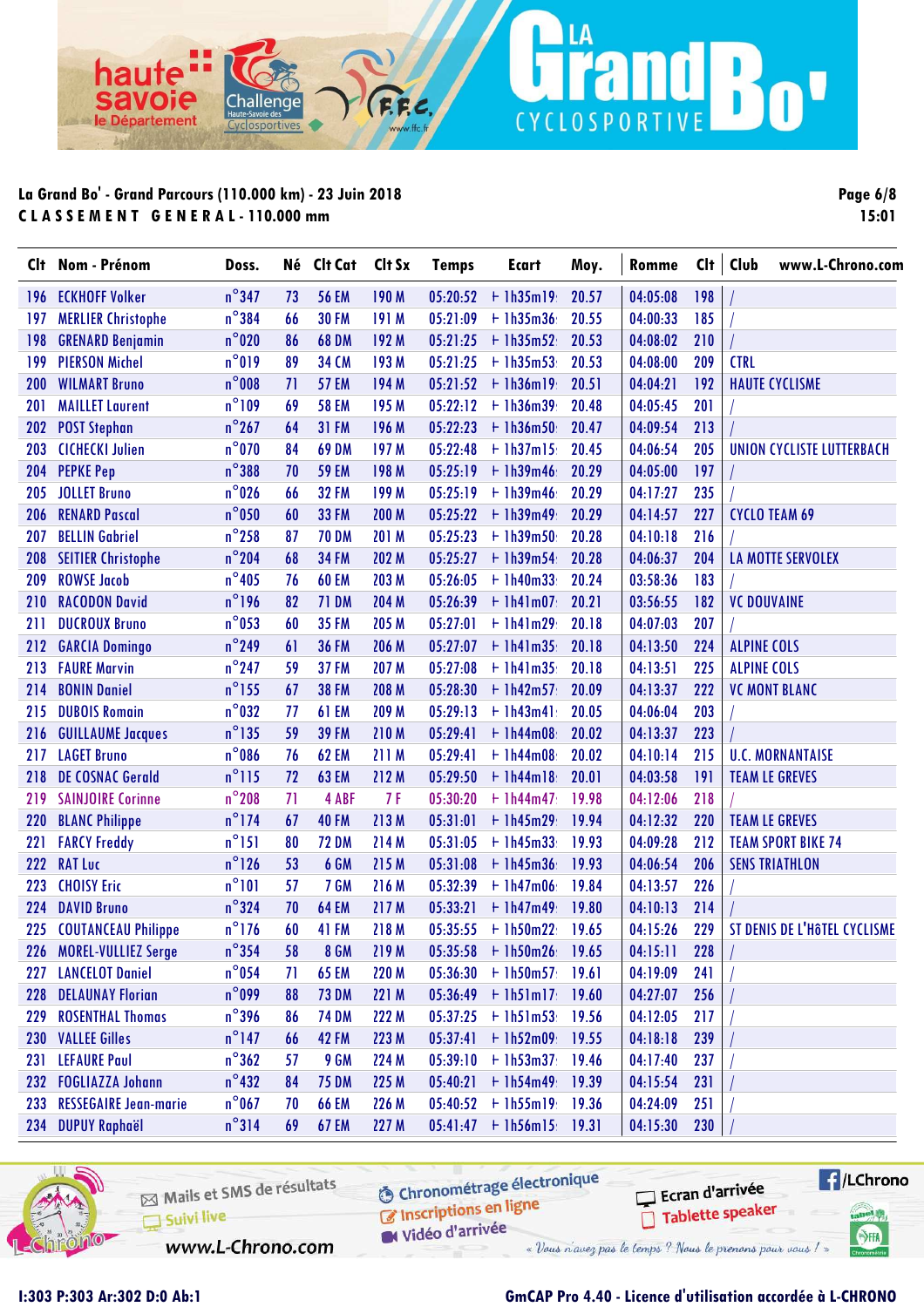La Grand Bo' - Grand Parcours (110.000 km) - 23 Juin 2018

**CLASSEMENT GENERAL - 110.000 mm**

Page 6/8
15:01

| Clt | Nom - Prénom | Doss. | Né | Clt Cat | Clt Sx | Temps | Ecart | Moy. | Romme | Clt | Club www.L-Chrono.com |
|---|---|---|---|---|---|---|---|---|---|---|---|
| 196 | ECKHOFF Volker | n°347 | 73 | 56 EM | 190 M | 05:20:52 | + 1h35m19 | 20.57 | 04:05:08 | 198 | / |
| 197 | MERLIER Christophe | n°384 | 66 | 30 FM | 191 M | 05:21:09 | + 1h35m36 | 20.55 | 04:00:33 | 185 | / |
| 198 | GRENARD Benjamin | n°020 | 86 | 68 DM | 192 M | 05:21:25 | + 1h35m52 | 20.53 | 04:08:02 | 210 | / |
| 199 | PIERSON Michel | n°019 | 89 | 34 CM | 193 M | 05:21:25 | + 1h35m53 | 20.53 | 04:08:00 | 209 | CTRL |
| 200 | WILMART Bruno | n°008 | 71 | 57 EM | 194 M | 05:21:52 | + 1h36m19 | 20.51 | 04:04:21 | 192 | HAUTE CYCLISME |
| 201 | MAILLET Laurent | n°109 | 69 | 58 EM | 195 M | 05:22:12 | + 1h36m39 | 20.48 | 04:05:45 | 201 | / |
| 202 | POST Stephan | n°267 | 64 | 31 FM | 196 M | 05:22:23 | + 1h36m50 | 20.47 | 04:09:54 | 213 | / |
| 203 | CICHECKI Julien | n°070 | 84 | 69 DM | 197 M | 05:22:48 | + 1h37m15 | 20.45 | 04:06:54 | 205 | UNION CYCLISTE LUTTERBACH |
| 204 | PEPKE Pep | n°388 | 70 | 59 EM | 198 M | 05:25:19 | + 1h39m46 | 20.29 | 04:05:00 | 197 | / |
| 205 | JOLLET Bruno | n°026 | 66 | 32 FM | 199 M | 05:25:19 | + 1h39m46 | 20.29 | 04:17:27 | 235 | / |
| 206 | RENARD Pascal | n°050 | 60 | 33 FM | 200 M | 05:25:22 | + 1h39m49 | 20.29 | 04:14:57 | 227 | CYCLO TEAM 69 |
| 207 | BELLIN Gabriel | n°258 | 87 | 70 DM | 201 M | 05:25:23 | + 1h39m50 | 20.28 | 04:10:18 | 216 | / |
| 208 | SEITIER Christophe | n°204 | 68 | 34 FM | 202 M | 05:25:27 | + 1h39m54 | 20.28 | 04:06:37 | 204 | LA MOTTE SERVOLEX |
| 209 | ROWSE Jacob | n°405 | 76 | 60 EM | 203 M | 05:26:05 | + 1h40m33 | 20.24 | 03:58:36 | 183 | / |
| 210 | RACODON David | n°196 | 82 | 71 DM | 204 M | 05:26:39 | + 1h41m07 | 20.21 | 03:56:55 | 182 | VC DOUVAINE |
| 211 | DUCROUX Bruno | n°053 | 60 | 35 FM | 205 M | 05:27:01 | + 1h41m29 | 20.18 | 04:07:03 | 207 | / |
| 212 | GARCIA Domingo | n°249 | 61 | 36 FM | 206 M | 05:27:07 | + 1h41m35 | 20.18 | 04:13:50 | 224 | ALPINE COLS |
| 213 | FAURE Marvin | n°247 | 59 | 37 FM | 207 M | 05:27:08 | + 1h41m35 | 20.18 | 04:13:51 | 225 | ALPINE COLS |
| 214 | BONIN Daniel | n°155 | 67 | 38 FM | 208 M | 05:28:30 | + 1h42m57 | 20.09 | 04:13:37 | 222 | VC MONT BLANC |
| 215 | DUBOIS Romain | n°032 | 77 | 61 EM | 209 M | 05:29:13 | + 1h43m41 | 20.05 | 04:06:04 | 203 | / |
| 216 | GUILLAUME Jacques | n°135 | 59 | 39 FM | 210 M | 05:29:41 | + 1h44m08 | 20.02 | 04:13:37 | 223 | / |
| 217 | LAGET Bruno | n°086 | 76 | 62 EM | 211 M | 05:29:41 | + 1h44m08 | 20.02 | 04:10:14 | 215 | U.C. MORNANTAISE |
| 218 | DE COSNAC Gerald | n°115 | 72 | 63 EM | 212 M | 05:29:50 | + 1h44m18 | 20.01 | 04:03:58 | 191 | TEAM LE GREVES |
| 219 | SAINJOIRE Corinne | n°208 | 71 | 4 ABF | 7 F | 05:30:20 | + 1h44m47 | 19.98 | 04:12:06 | 218 | / |
| 220 | BLANC Philippe | n°174 | 67 | 40 FM | 213 M | 05:31:01 | + 1h45m29 | 19.94 | 04:12:32 | 220 | TEAM LE GREVES |
| 221 | FARCY Freddy | n°151 | 80 | 72 DM | 214 M | 05:31:05 | + 1h45m33 | 19.93 | 04:09:28 | 212 | TEAM SPORT BIKE 74 |
| 222 | RAT Luc | n°126 | 53 | 6 GM | 215 M | 05:31:08 | + 1h45m36 | 19.93 | 04:06:54 | 206 | SENS TRIATHLON |
| 223 | CHOISY Eric | n°101 | 57 | 7 GM | 216 M | 05:32:39 | + 1h47m06 | 19.84 | 04:13:57 | 226 | / |
| 224 | DAVID Bruno | n°324 | 70 | 64 EM | 217 M | 05:33:21 | + 1h47m49 | 19.80 | 04:10:13 | 214 | / |
| 225 | COUTANCEAU Philippe | n°176 | 60 | 41 FM | 218 M | 05:35:55 | + 1h50m22 | 19.65 | 04:15:26 | 229 | ST DENIS DE L'HôTEL CYCLISME |
| 226 | MOREL-VULLIEZ Serge | n°354 | 58 | 8 GM | 219 M | 05:35:58 | + 1h50m26 | 19.65 | 04:15:11 | 228 | / |
| 227 | LANCELOT Daniel | n°054 | 71 | 65 EM | 220 M | 05:36:30 | + 1h50m57 | 19.61 | 04:19:09 | 241 | / |
| 228 | DELAUNAY Florian | n°099 | 88 | 73 DM | 221 M | 05:36:49 | + 1h51m17 | 19.60 | 04:27:07 | 256 | / |
| 229 | ROSENTHAL Thomas | n°396 | 86 | 74 DM | 222 M | 05:37:25 | + 1h51m53 | 19.56 | 04:12:05 | 217 | / |
| 230 | VALLEE Gilles | n°147 | 66 | 42 FM | 223 M | 05:37:41 | + 1h52m09 | 19.55 | 04:18:18 | 239 | / |
| 231 | LEFAURE Paul | n°362 | 57 | 9 GM | 224 M | 05:39:10 | + 1h53m37 | 19.46 | 04:17:40 | 237 | / |
| 232 | FOGLIAZZA Johann | n°432 | 84 | 75 DM | 225 M | 05:40:21 | + 1h54m49 | 19.39 | 04:15:54 | 231 | / |
| 233 | RESSEGAIRE Jean-marie | n°067 | 70 | 66 EM | 226 M | 05:40:52 | + 1h55m19 | 19.36 | 04:24:09 | 251 | / |
| 234 | DUPUY Raphaël | n°314 | 69 | 67 EM | 227 M | 05:41:47 | + 1h56m15 | 19.31 | 04:15:30 | 230 | / |

I:303 P:303 Ar:302 D:0 Ab:1

GmCAP Pro 4.40 - Licence d'utilisation accordée à L-CHRONO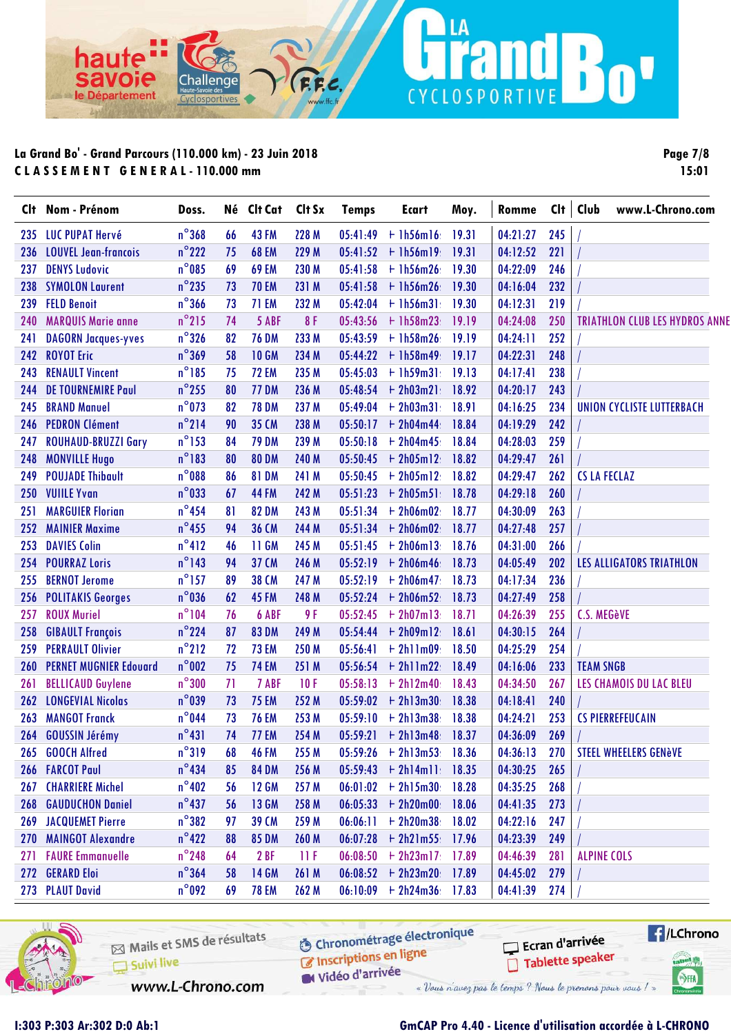**La Grand Bo' - Grand Parcours (110.000 km) - 23 Juin 2018**

**C L A S S E M E N T   G E N E R A L - 110.000 mm**

| Clt | Nom - Prénom | Doss. | Né | Clt Cat | Clt Sx | Temps | Ecart | Moy. | Romme | Clt | Club www.L-Chrono.com |
|---|---|---|---|---|---|---|---|---|---|---|---|
| 235 | LUC PUPAT Hervé | n°368 | 66 | 43 FM | 228 M | 05:41:49 | + 1h56m16 | 19.31 | 04:21:27 | 245 | / |
| 236 | LOUVEL Jean-francois | n°222 | 75 | 68 EM | 229 M | 05:41:52 | + 1h56m19 | 19.31 | 04:12:52 | 221 | / |
| 237 | DENYS Ludovic | n°085 | 69 | 69 EM | 230 M | 05:41:58 | + 1h56m26 | 19.30 | 04:22:09 | 246 | / |
| 238 | SYMOLON Laurent | n°235 | 73 | 70 EM | 231 M | 05:41:58 | + 1h56m26 | 19.30 | 04:16:04 | 232 | / |
| 239 | FELD Benoit | n°366 | 73 | 71 EM | 232 M | 05:42:04 | + 1h56m31 | 19.30 | 04:12:31 | 219 | / |
| 240 | MARQUIS Marie anne | n°215 | 74 | 5 ABF | 8 F | 05:43:56 | + 1h58m23 | 19.19 | 04:24:08 | 250 | TRIATHLON CLUB LES HYDROS ANNE |
| 241 | DAGORN Jacques-yves | n°326 | 82 | 76 DM | 233 M | 05:43:59 | + 1h58m26 | 19.19 | 04:24:11 | 252 | / |
| 242 | ROYOT Eric | n°369 | 58 | 10 GM | 234 M | 05:44:22 | + 1h58m49 | 19.17 | 04:22:31 | 248 | / |
| 243 | RENAULT Vincent | n°185 | 75 | 72 EM | 235 M | 05:45:03 | + 1h59m31 | 19.13 | 04:17:41 | 238 | / |
| 244 | DE TOURNEMIRE Paul | n°255 | 80 | 77 DM | 236 M | 05:48:54 | + 2h03m21 | 18.92 | 04:20:17 | 243 | / |
| 245 | BRAND Manuel | n°073 | 82 | 78 DM | 237 M | 05:49:04 | + 2h03m31 | 18.91 | 04:16:25 | 234 | UNION CYCLISTE LUTTERBACH |
| 246 | PEDRON Clément | n°214 | 90 | 35 CM | 238 M | 05:50:17 | + 2h04m44 | 18.84 | 04:19:29 | 242 | / |
| 247 | ROUHAUD-BRUZZI Gary | n°153 | 84 | 79 DM | 239 M | 05:50:18 | + 2h04m45 | 18.84 | 04:28:03 | 259 | / |
| 248 | MONVILLE Hugo | n°183 | 80 | 80 DM | 240 M | 05:50:45 | + 2h05m12 | 18.82 | 04:29:47 | 261 | / |
| 249 | POUJADE Thibault | n°088 | 86 | 81 DM | 241 M | 05:50:45 | + 2h05m12 | 18.82 | 04:29:47 | 262 | CS LA FECLAZ |
| 250 | VUIILE Yvan | n°033 | 67 | 44 FM | 242 M | 05:51:23 | + 2h05m51 | 18.78 | 04:29:18 | 260 | / |
| 251 | MARGUIER Florian | n°454 | 81 | 82 DM | 243 M | 05:51:34 | + 2h06m02 | 18.77 | 04:30:09 | 263 | / |
| 252 | MAINIER Maxime | n°455 | 94 | 36 CM | 244 M | 05:51:34 | + 2h06m02 | 18.77 | 04:27:48 | 257 | / |
| 253 | DAVIES Colin | n°412 | 46 | 11 GM | 245 M | 05:51:45 | + 2h06m13 | 18.76 | 04:31:00 | 266 | / |
| 254 | POURRAZ Loris | n°143 | 94 | 37 CM | 246 M | 05:52:19 | + 2h06m46 | 18.73 | 04:05:49 | 202 | LES ALLIGATORS TRIATHLON |
| 255 | BERNOT Jerome | n°157 | 89 | 38 CM | 247 M | 05:52:19 | + 2h06m47 | 18.73 | 04:17:34 | 236 | / |
| 256 | POLITAKIS Georges | n°036 | 62 | 45 FM | 248 M | 05:52:24 | + 2h06m52 | 18.73 | 04:27:49 | 258 | / |
| 257 | ROUX Muriel | n°104 | 76 | 6 ABF | 9 F | 05:52:45 | + 2h07m13 | 18.71 | 04:26:39 | 255 | C.S. MEGèVE |
| 258 | GIBAULT François | n°224 | 87 | 83 DM | 249 M | 05:54:44 | + 2h09m12 | 18.61 | 04:30:15 | 264 | / |
| 259 | PERRAULT Olivier | n°212 | 72 | 73 EM | 250 M | 05:56:41 | + 2h11m09 | 18.50 | 04:25:29 | 254 | / |
| 260 | PERNET MUGNIER Edouard | n°002 | 75 | 74 EM | 251 M | 05:56:54 | + 2h11m22 | 18.49 | 04:16:06 | 233 | TEAM SNGB |
| 261 | BELLICAUD Guylene | n°300 | 71 | 7 ABF | 10 F | 05:58:13 | + 2h12m40 | 18.43 | 04:34:50 | 267 | LES CHAMOIS DU LAC BLEU |
| 262 | LONGEVIAL Nicolas | n°039 | 73 | 75 EM | 252 M | 05:59:02 | + 2h13m30 | 18.38 | 04:18:41 | 240 | / |
| 263 | MANGOT Franck | n°044 | 73 | 76 EM | 253 M | 05:59:10 | + 2h13m38 | 18.38 | 04:24:21 | 253 | CS PIERREFEUCAIN |
| 264 | GOUSSIN Jérémy | n°431 | 74 | 77 EM | 254 M | 05:59:21 | + 2h13m48 | 18.37 | 04:36:09 | 269 | / |
| 265 | GOOCH Alfred | n°319 | 68 | 46 FM | 255 M | 05:59:26 | + 2h13m53 | 18.36 | 04:36:13 | 270 | STEEL WHEELERS GENèVE |
| 266 | FARCOT Paul | n°434 | 85 | 84 DM | 256 M | 05:59:43 | + 2h14m11 | 18.35 | 04:30:25 | 265 | / |
| 267 | CHARRIERE Michel | n°402 | 56 | 12 GM | 257 M | 06:01:02 | + 2h15m30 | 18.28 | 04:35:25 | 268 | / |
| 268 | GAUDUCHON Daniel | n°437 | 56 | 13 GM | 258 M | 06:05:33 | + 2h20m00 | 18.06 | 04:41:35 | 273 | / |
| 269 | JACQUEMET Pierre | n°382 | 97 | 39 CM | 259 M | 06:06:11 | + 2h20m38 | 18.02 | 04:22:16 | 247 | / |
| 270 | MAINGOT Alexandre | n°422 | 88 | 85 DM | 260 M | 06:07:28 | + 2h21m55 | 17.96 | 04:23:39 | 249 | / |
| 271 | FAURE Emmanuelle | n°248 | 64 | 2 BF | 11 F | 06:08:50 | + 2h23m17 | 17.89 | 04:46:39 | 281 | ALPINE COLS |
| 272 | GERARD Eloi | n°364 | 58 | 14 GM | 261 M | 06:08:52 | + 2h23m20 | 17.89 | 04:45:02 | 279 | / |
| 273 | PLAUT David | n°092 | 69 | 78 EM | 262 M | 06:10:09 | + 2h24m36 | 17.83 | 04:41:39 | 274 | / |

I:303 P:303 Ar:302 D:0 Ab:1

GmCAP Pro 4.40 - Licence d'utilisation accordée à L-CHRONO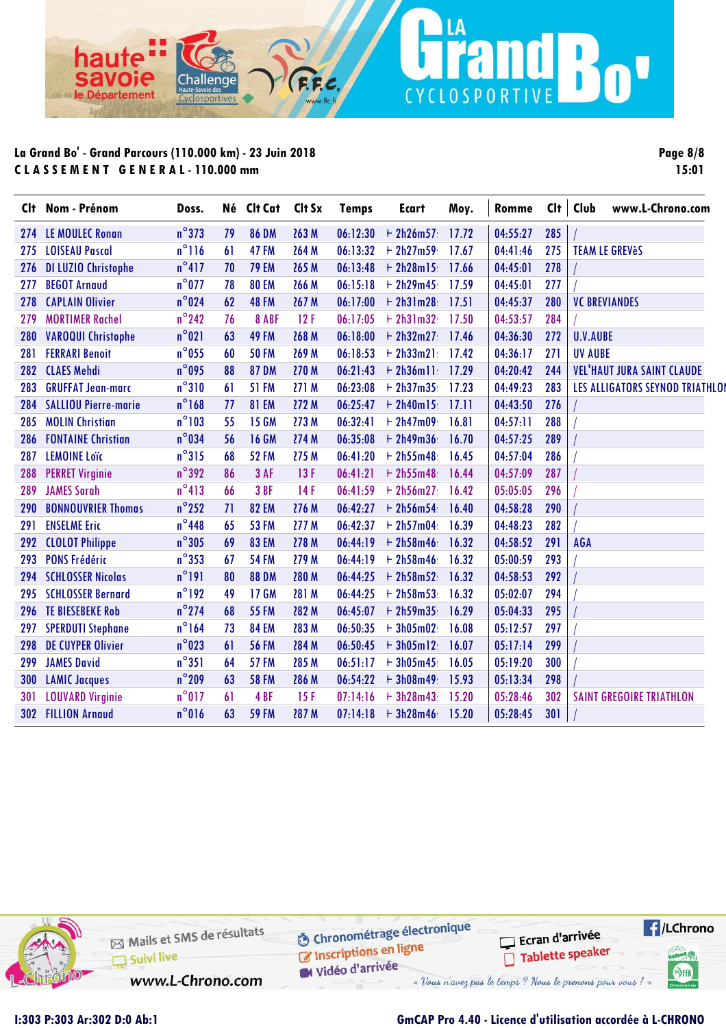La Grand Bo' - Grand Parcours (110.000 km) - 23 Juin 2018

**C L A S S E M E N T   G E N E R A L - 110.000 mm**

Page 8/8
15:01

| Clt | Nom - Prénom | Doss. | Né | Clt Cat | Clt Sx | Temps | Ecart | Moy. | Romme | Clt | Club www.L-Chrono.com |
|---|---|---|---|---|---|---|---|---|---|---|---|
| 274 | LE MOULEC Ronan | n°373 | 79 | 86 DM | 263 M | 06:12:30 | + 2h26m57 | 17.72 | 04:55:27 | 285 | / |
| 275 | LOISEAU Pascal | n°116 | 61 | 47 FM | 264 M | 06:13:32 | + 2h27m59 | 17.67 | 04:41:46 | 275 | TEAM LE GREVèS |
| 276 | DI LUZIO Christophe | n°417 | 70 | 79 EM | 265 M | 06:13:48 | + 2h28m15 | 17.66 | 04:45:01 | 278 | / |
| 277 | BEGOT Arnaud | n°077 | 78 | 80 EM | 266 M | 06:15:18 | + 2h29m45 | 17.59 | 04:45:01 | 277 | / |
| 278 | CAPLAIN Olivier | n°024 | 62 | 48 FM | 267 M | 06:17:00 | + 2h31m28 | 17.51 | 04:45:37 | 280 | VC BREVIANDES |
| 279 | MORTIMER Rachel | n°242 | 76 | 8 ABF | 12 F | 06:17:05 | + 2h31m32 | 17.50 | 04:53:57 | 284 | / |
| 280 | VAROQUI Christophe | n°021 | 63 | 49 FM | 268 M | 06:18:00 | + 2h32m27 | 17.46 | 04:36:30 | 272 | U.V.AUBE |
| 281 | FERRARI Benoit | n°055 | 60 | 50 FM | 269 M | 06:18:53 | + 2h33m21 | 17.42 | 04:36:17 | 271 | UV AUBE |
| 282 | CLAES Mehdi | n°095 | 88 | 87 DM | 270 M | 06:21:43 | + 2h36m11 | 17.29 | 04:20:42 | 244 | VEL'HAUT JURA SAINT CLAUDE |
| 283 | GRUFFAT Jean-marc | n°310 | 61 | 51 FM | 271 M | 06:23:08 | + 2h37m35 | 17.23 | 04:49:23 | 283 | LES ALLIGATORS SEYNOD TRIATHLON |
| 284 | SALLIOU Pierre-marie | n°168 | 77 | 81 EM | 272 M | 06:25:47 | + 2h40m15 | 17.11 | 04:43:50 | 276 | / |
| 285 | MOLIN Christian | n°103 | 55 | 15 GM | 273 M | 06:32:41 | + 2h47m09 | 16.81 | 04:57:11 | 288 | / |
| 286 | FONTAINE Christian | n°034 | 56 | 16 GM | 274 M | 06:35:08 | + 2h49m36 | 16.70 | 04:57:25 | 289 | / |
| 287 | LEMOINE Loïc | n°315 | 68 | 52 FM | 275 M | 06:41:20 | + 2h55m48 | 16.45 | 04:57:04 | 286 | / |
| 288 | PERRET Virginie | n°392 | 86 | 3 AF | 13 F | 06:41:21 | + 2h55m48 | 16.44 | 04:57:09 | 287 | / |
| 289 | JAMES Sarah | n°413 | 66 | 3 BF | 14 F | 06:41:59 | + 2h56m27 | 16.42 | 05:05:05 | 296 | / |
| 290 | BONNOUVRIER Thomas | n°252 | 71 | 82 EM | 276 M | 06:42:27 | + 2h56m54 | 16.40 | 04:58:28 | 290 | / |
| 291 | ENSELME Eric | n°448 | 65 | 53 FM | 277 M | 06:42:37 | + 2h57m04 | 16.39 | 04:48:23 | 282 | / |
| 292 | CLOLOT Philippe | n°305 | 69 | 83 EM | 278 M | 06:44:19 | + 2h58m46 | 16.32 | 04:58:52 | 291 | AGA |
| 293 | PONS Frédéric | n°353 | 67 | 54 FM | 279 M | 06:44:19 | + 2h58m46 | 16.32 | 05:00:59 | 293 | / |
| 294 | SCHLOSSER Nicolas | n°191 | 80 | 88 DM | 280 M | 06:44:25 | + 2h58m52 | 16.32 | 04:58:53 | 292 | / |
| 295 | SCHLOSSER Bernard | n°192 | 49 | 17 GM | 281 M | 06:44:25 | + 2h58m53 | 16.32 | 05:02:07 | 294 | / |
| 296 | TE BIESEBEKE Rob | n°274 | 68 | 55 FM | 282 M | 06:45:07 | + 2h59m35 | 16.29 | 05:04:33 | 295 | / |
| 297 | SPERDUTI Stephane | n°164 | 73 | 84 EM | 283 M | 06:50:35 | + 3h05m02 | 16.08 | 05:12:57 | 297 | / |
| 298 | DE CUYPER Olivier | n°023 | 61 | 56 FM | 284 M | 06:50:45 | + 3h05m12 | 16.07 | 05:17:14 | 299 | / |
| 299 | JAMES David | n°351 | 64 | 57 FM | 285 M | 06:51:17 | + 3h05m45 | 16.05 | 05:19:20 | 300 | / |
| 300 | LAMIC Jacques | n°209 | 63 | 58 FM | 286 M | 06:54:22 | + 3h08m49 | 15.93 | 05:13:34 | 298 | / |
| 301 | LOUVARD Virginie | n°017 | 61 | 4 BF | 15 F | 07:14:16 | + 3h28m43 | 15.20 | 05:28:46 | 302 | SAINT GREGOIRE TRIATHLON |
| 302 | FILLION Arnaud | n°016 | 63 | 59 FM | 287 M | 07:14:18 | + 3h28m46 | 15.20 | 05:28:45 | 301 | / |

I:303 P:303 Ar:302 D:0 Ab:1

GmCAP Pro 4.40 - Licence d'utilisation accordée à L-CHRONO